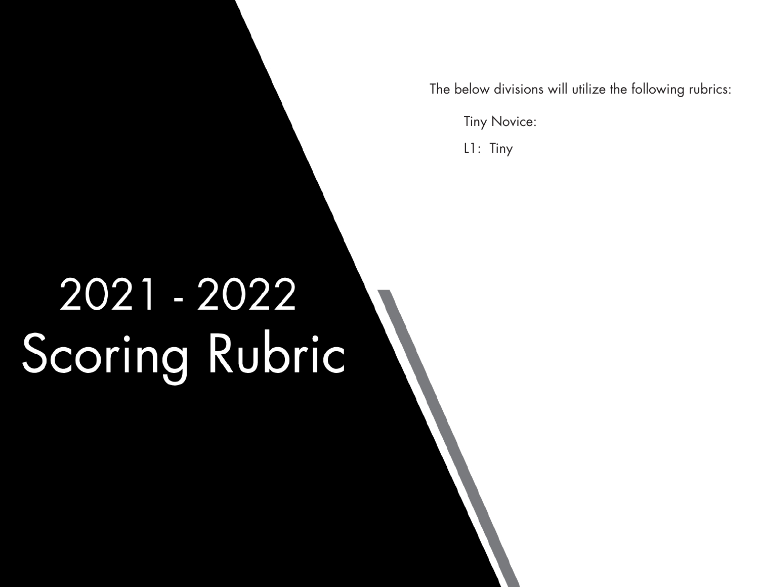# 2021 - 2022 Scoring Rubric

The below divisions will utilize the following rubrics:

Tiny Novice:

L1: Tiny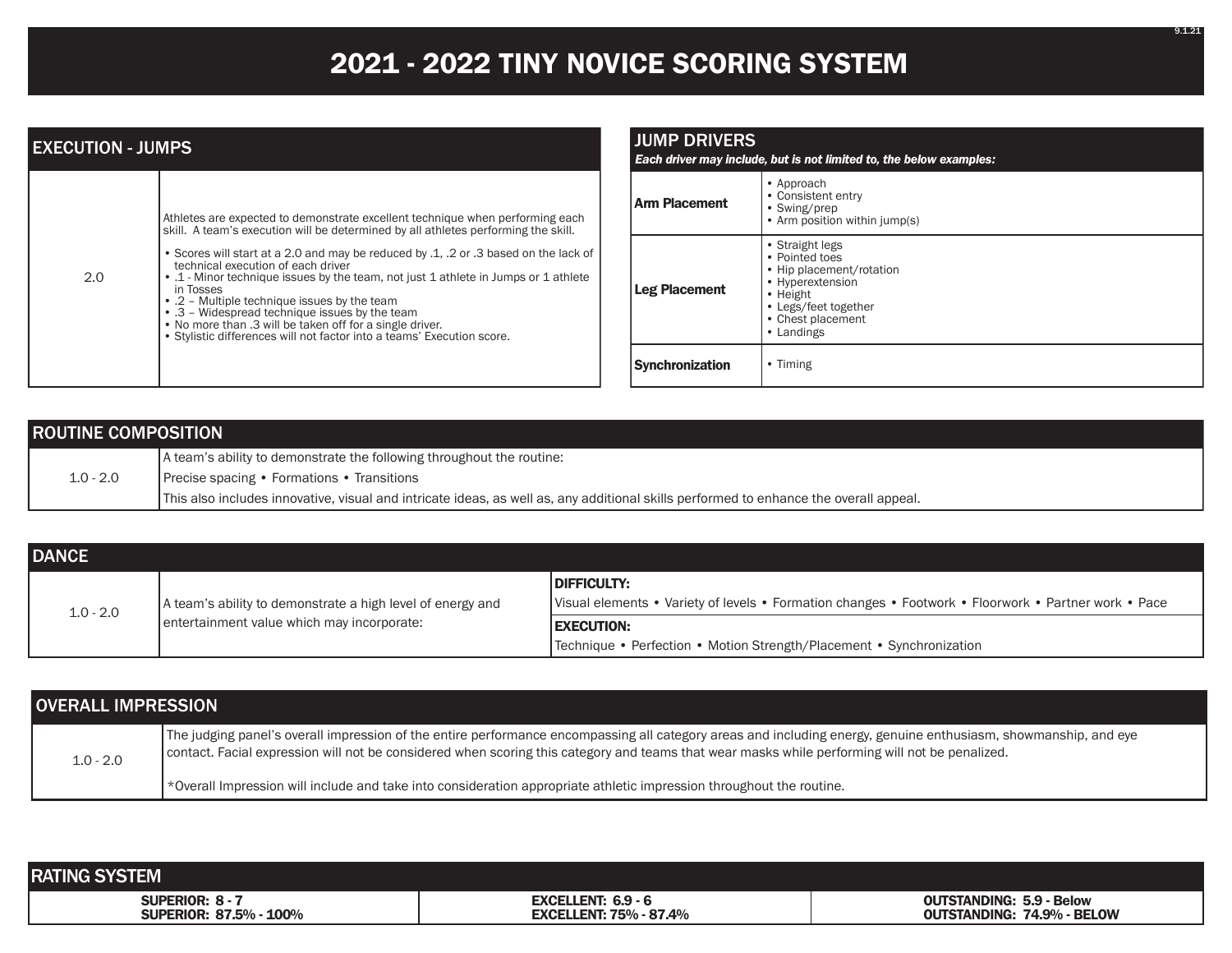# 2021 - 2022 TINY NOVICE SCORING SYSTEM

## EXECUTION - JUMPS

| | |
|---|---|
| 2.0 | Athletes are expected to demonstrate excellent technique when performing each skill. A team's execution will be determined by all athletes performing the skill.<br><br>• Scores will start at a 2.0 and may be reduced by .1, .2 or .3 based on the lack of technical execution of each driver<br>• .1 - Minor technique issues by the team, not just 1 athlete in Jumps or 1 athlete in Tosses<br>• .2 – Multiple technique issues by the team<br>• .3 – Widespread technique issues by the team<br>• No more than .3 will be taken off for a single driver.<br>• Stylistic differences will not factor into a teams' Execution score. |

## JUMP DRIVERS

***Each driver may include, but is not limited to, the below examples:***

| | |
|---|---|
| **Arm Placement** | • Approach<br>• Consistent entry<br>• Swing/prep<br>• Arm position within jump(s) |
| **Leg Placement** | • Straight legs<br>• Pointed toes<br>• Hip placement/rotation<br>• Hyperextension<br>• Height<br>• Legs/feet together<br>• Chest placement<br>• Landings |
| **Synchronization** | • Timing |

## ROUTINE COMPOSITION

| | |
|---|---|
| 1.0 - 2.0 | A team's ability to demonstrate the following throughout the routine:<br>Precise spacing • Formations • Transitions<br>This also includes innovative, visual and intricate ideas, as well as, any additional skills performed to enhance the overall appeal. |

## DANCE

| | | |
|---|---|---|
| 1.0 - 2.0 | A team's ability to demonstrate a high level of energy and entertainment value which may incorporate: | **DIFFICULTY:**<br>Visual elements • Variety of levels • Formation changes • Footwork • Floorwork • Partner work • Pace<br>**EXECUTION:**<br>Technique • Perfection • Motion Strength/Placement • Synchronization |

## OVERALL IMPRESSION

| | |
|---|---|
| 1.0 - 2.0 | The judging panel's overall impression of the entire performance encompassing all category areas and including energy, genuine enthusiasm, showmanship, and eye contact. Facial expression will not be considered when scoring this category and teams that wear masks while performing will not be penalized.<br><br>*Overall Impression will include and take into consideration appropriate athletic impression throughout the routine. |

## RATING SYSTEM

| | | |
|---|---|---|
| **SUPERIOR: 8 - 7**<br>**SUPERIOR: 87.5% - 100%** | **EXCELLENT: 6.9 - 6**<br>**EXCELLENT: 75% - 87.4%** | **OUTSTANDING: 5.9 - Below**<br>**OUTSTANDING: 74.9% - BELOW** |